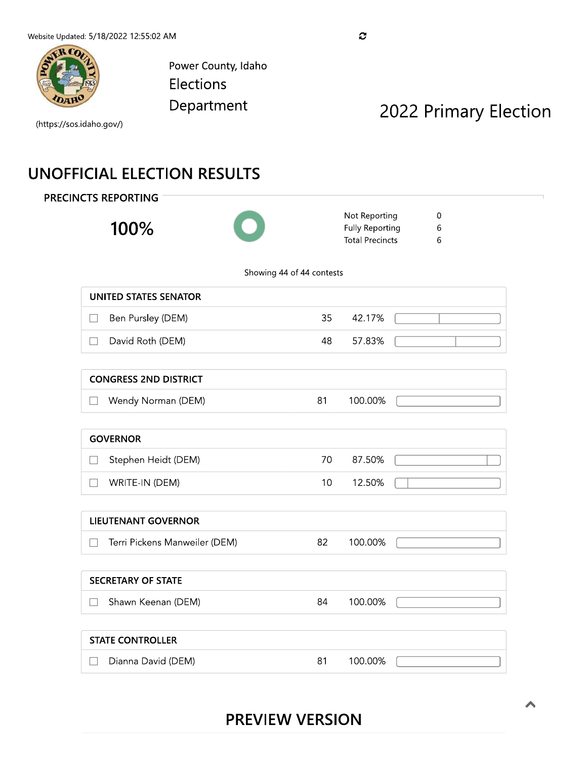Website Updated: 5/18/2022 12:55:02 AM

(https://sos.idaho.gov/)

Power County, Idaho

Elections

Department

# 2022 Primary Election

## UNOFFICIAL ELECTION RESULTS

### PRECINCTS REPORTING

**100%**

| | |
|---|---|
| Not Reporting | 0 |
| Fully Reporting | 6 |
| Total Precincts | 6 |

Showing 44 of 44 contests

### UNITED STATES SENATOR

| Candidate | Votes | Percent |
|---|---|---|
| Ben Pursley (DEM) | 35 | 42.17% |
| David Roth (DEM) | 48 | 57.83% |

### CONGRESS 2ND DISTRICT

| Candidate | Votes | Percent |
|---|---|---|
| Wendy Norman (DEM) | 81 | 100.00% |

### GOVERNOR

| Candidate | Votes | Percent |
|---|---|---|
| Stephen Heidt (DEM) | 70 | 87.50% |
| WRITE-IN (DEM) | 10 | 12.50% |

### LIEUTENANT GOVERNOR

| Candidate | Votes | Percent |
|---|---|---|
| Terri Pickens Manweiler (DEM) | 82 | 100.00% |

### SECRETARY OF STATE

| Candidate | Votes | Percent |
|---|---|---|
| Shawn Keenan (DEM) | 84 | 100.00% |

### STATE CONTROLLER

| Candidate | Votes | Percent |
|---|---|---|
| Dianna David (DEM) | 81 | 100.00% |

PREVIEW VERSION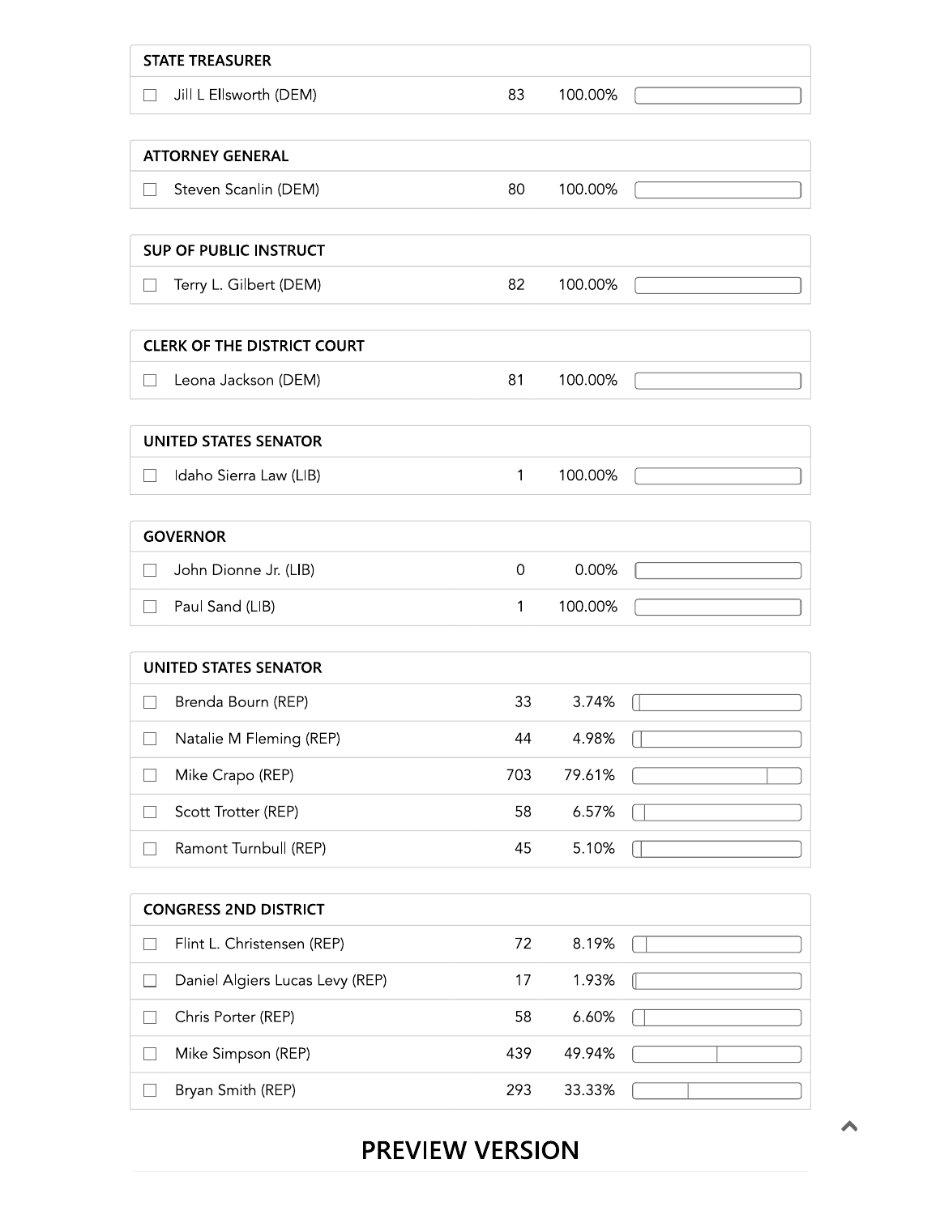| STATE TREASURER | | |
|---|---|---|
| Jill L Ellsworth (DEM) | 83 | 100.00% |

| ATTORNEY GENERAL | | |
|---|---|---|
| Steven Scanlin (DEM) | 80 | 100.00% |

| SUP OF PUBLIC INSTRUCT | | |
|---|---|---|
| Terry L. Gilbert (DEM) | 82 | 100.00% |

| CLERK OF THE DISTRICT COURT | | |
|---|---|---|
| Leona Jackson (DEM) | 81 | 100.00% |

| UNITED STATES SENATOR | | |
|---|---|---|
| Idaho Sierra Law (LIB) | 1 | 100.00% |

| GOVERNOR | | |
|---|---|---|
| John Dionne Jr. (LIB) | 0 | 0.00% |
| Paul Sand (LIB) | 1 | 100.00% |

| UNITED STATES SENATOR | | |
|---|---|---|
| Brenda Bourn (REP) | 33 | 3.74% |
| Natalie M Fleming (REP) | 44 | 4.98% |
| Mike Crapo (REP) | 703 | 79.61% |
| Scott Trotter (REP) | 58 | 6.57% |
| Ramont Turnbull (REP) | 45 | 5.10% |

| CONGRESS 2ND DISTRICT | | |
|---|---|---|
| Flint L. Christensen (REP) | 72 | 8.19% |
| Daniel Algiers Lucas Levy (REP) | 17 | 1.93% |
| Chris Porter (REP) | 58 | 6.60% |
| Mike Simpson (REP) | 439 | 49.94% |
| Bryan Smith (REP) | 293 | 33.33% |

PREVIEW VERSION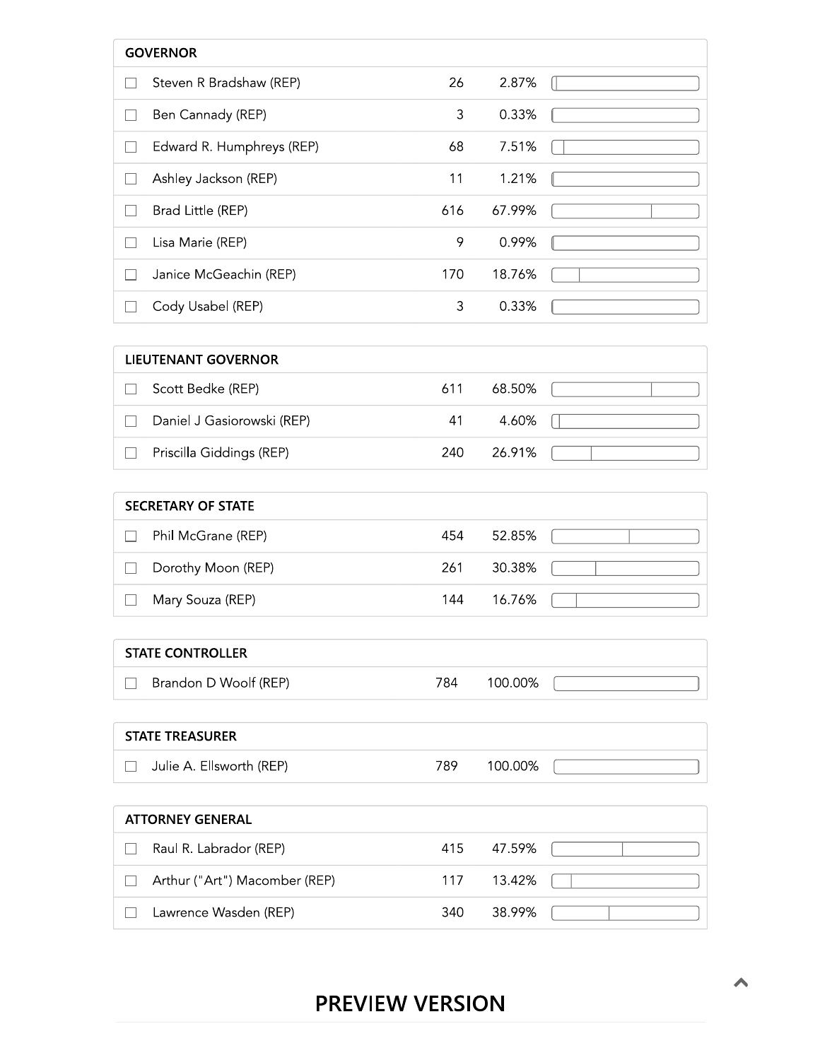| GOVERNOR | | |
|---|---|---|
| Steven R Bradshaw (REP) | 26 | 2.87% |
| Ben Cannady (REP) | 3 | 0.33% |
| Edward R. Humphreys (REP) | 68 | 7.51% |
| Ashley Jackson (REP) | 11 | 1.21% |
| Brad Little (REP) | 616 | 67.99% |
| Lisa Marie (REP) | 9 | 0.99% |
| Janice McGeachin (REP) | 170 | 18.76% |
| Cody Usabel (REP) | 3 | 0.33% |

| LIEUTENANT GOVERNOR | | |
|---|---|---|
| Scott Bedke (REP) | 611 | 68.50% |
| Daniel J Gasiorowski (REP) | 41 | 4.60% |
| Priscilla Giddings (REP) | 240 | 26.91% |

| SECRETARY OF STATE | | |
|---|---|---|
| Phil McGrane (REP) | 454 | 52.85% |
| Dorothy Moon (REP) | 261 | 30.38% |
| Mary Souza (REP) | 144 | 16.76% |

| STATE CONTROLLER | | |
|---|---|---|
| Brandon D Woolf (REP) | 784 | 100.00% |

| STATE TREASURER | | |
|---|---|---|
| Julie A. Ellsworth (REP) | 789 | 100.00% |

| ATTORNEY GENERAL | | |
|---|---|---|
| Raul R. Labrador (REP) | 415 | 47.59% |
| Arthur ("Art") Macomber (REP) | 117 | 13.42% |
| Lawrence Wasden (REP) | 340 | 38.99% |

## PREVIEW VERSION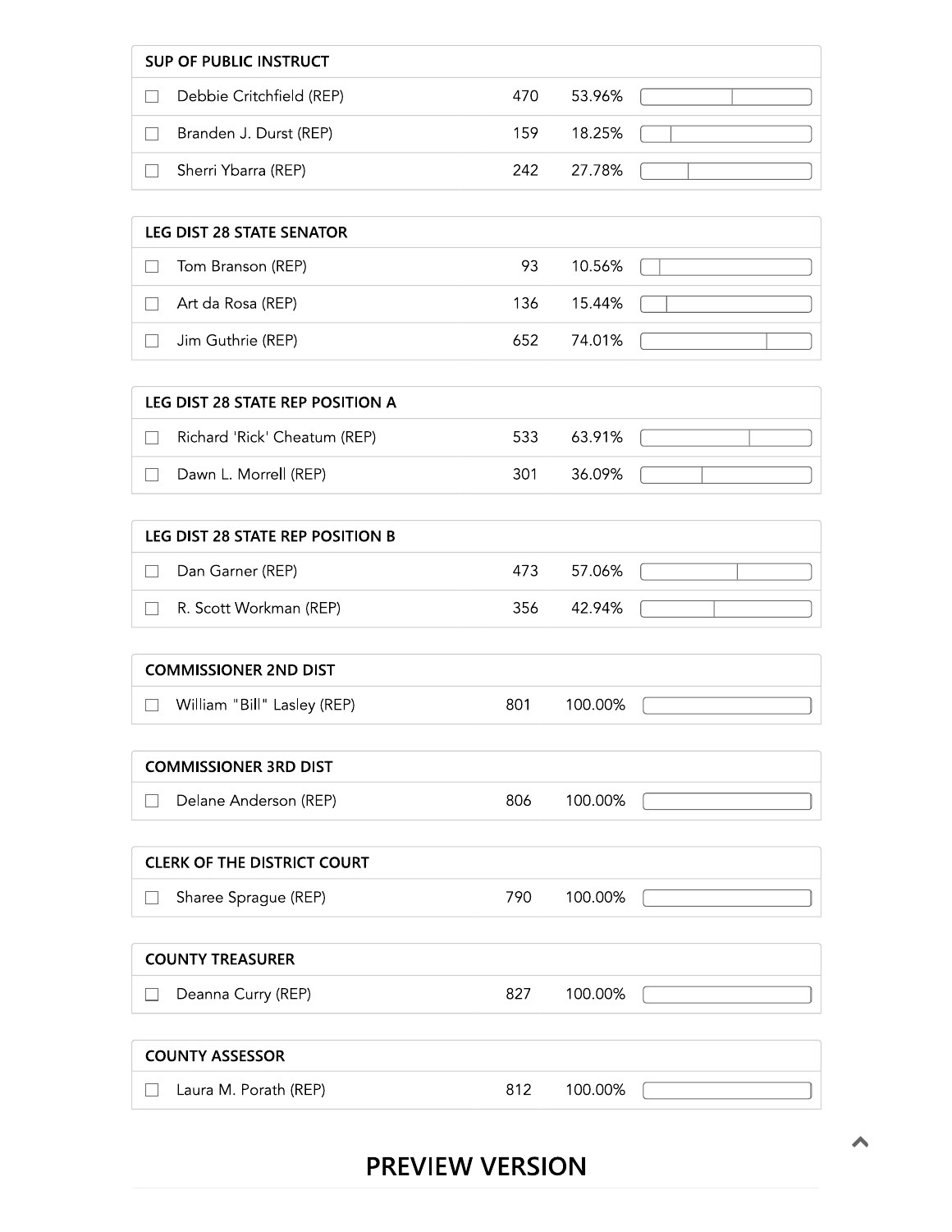| SUP OF PUBLIC INSTRUCT | | |
|---|---|---|
| Debbie Critchfield (REP) | 470 | 53.96% |
| Branden J. Durst (REP) | 159 | 18.25% |
| Sherri Ybarra (REP) | 242 | 27.78% |

| LEG DIST 28 STATE SENATOR | | |
|---|---|---|
| Tom Branson (REP) | 93 | 10.56% |
| Art da Rosa (REP) | 136 | 15.44% |
| Jim Guthrie (REP) | 652 | 74.01% |

| LEG DIST 28 STATE REP POSITION A | | |
|---|---|---|
| Richard 'Rick' Cheatum (REP) | 533 | 63.91% |
| Dawn L. Morrell (REP) | 301 | 36.09% |

| LEG DIST 28 STATE REP POSITION B | | |
|---|---|---|
| Dan Garner (REP) | 473 | 57.06% |
| R. Scott Workman (REP) | 356 | 42.94% |

| COMMISSIONER 2ND DIST | | |
|---|---|---|
| William "Bill" Lasley (REP) | 801 | 100.00% |

| COMMISSIONER 3RD DIST | | |
|---|---|---|
| Delane Anderson (REP) | 806 | 100.00% |

| CLERK OF THE DISTRICT COURT | | |
|---|---|---|
| Sharee Sprague (REP) | 790 | 100.00% |

| COUNTY TREASURER | | |
|---|---|---|
| Deanna Curry (REP) | 827 | 100.00% |

| COUNTY ASSESSOR | | |
|---|---|---|
| Laura M. Porath (REP) | 812 | 100.00% |

## PREVIEW VERSION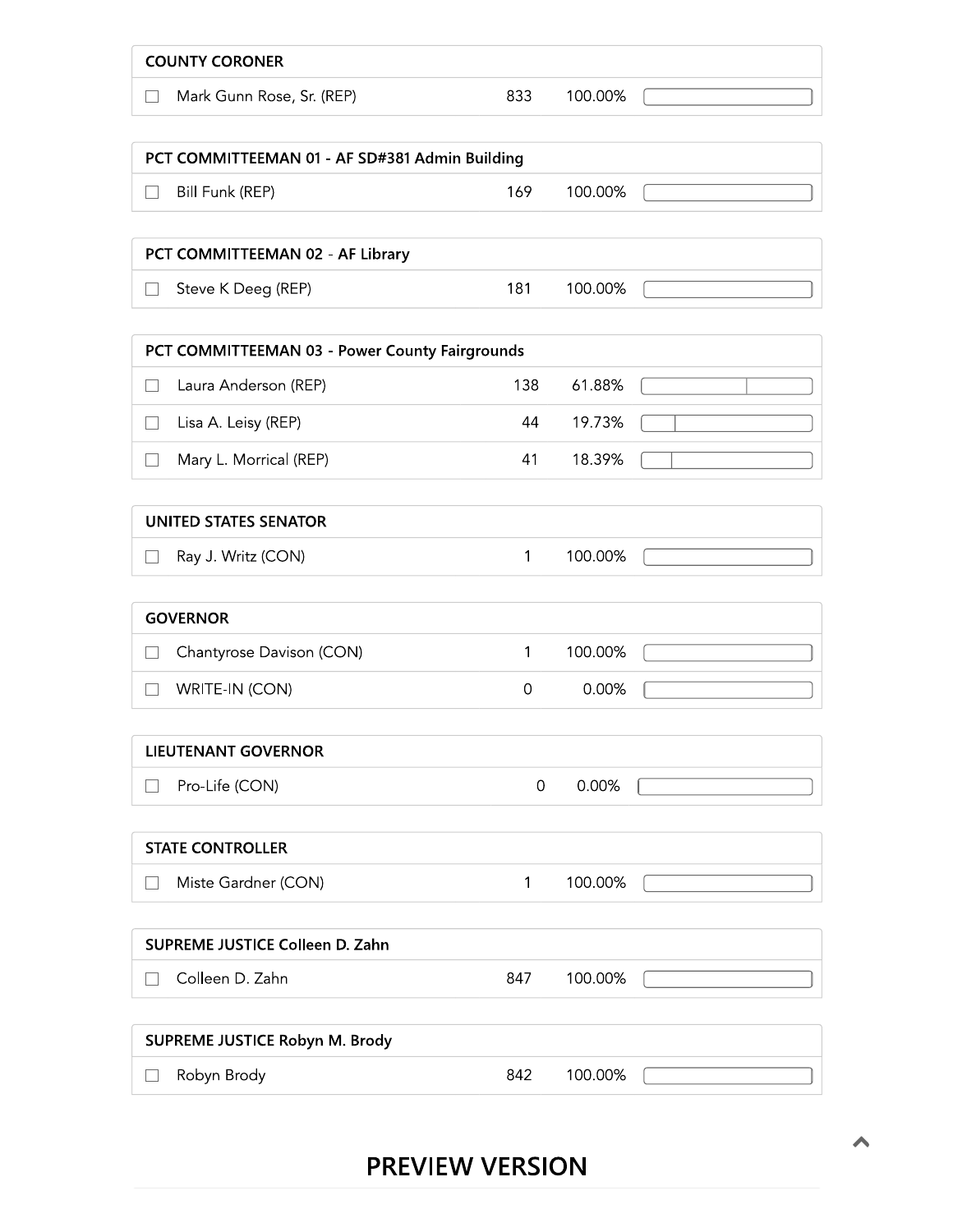## COUNTY CORONER

| Candidate | Votes | Percent |
|---|---|---|
| Mark Gunn Rose, Sr. (REP) | 833 | 100.00% |

## PCT COMMITTEEMAN 01 - AF SD#381 Admin Building

| Candidate | Votes | Percent |
|---|---|---|
| Bill Funk (REP) | 169 | 100.00% |

## PCT COMMITTEEMAN 02 - AF Library

| Candidate | Votes | Percent |
|---|---|---|
| Steve K Deeg (REP) | 181 | 100.00% |

## PCT COMMITTEEMAN 03 - Power County Fairgrounds

| Candidate | Votes | Percent |
|---|---|---|
| Laura Anderson (REP) | 138 | 61.88% |
| Lisa A. Leisy (REP) | 44 | 19.73% |
| Mary L. Morrical (REP) | 41 | 18.39% |

## UNITED STATES SENATOR

| Candidate | Votes | Percent |
|---|---|---|
| Ray J. Writz (CON) | 1 | 100.00% |

## GOVERNOR

| Candidate | Votes | Percent |
|---|---|---|
| Chantyrose Davison (CON) | 1 | 100.00% |
| WRITE-IN (CON) | 0 | 0.00% |

## LIEUTENANT GOVERNOR

| Candidate | Votes | Percent |
|---|---|---|
| Pro-Life (CON) | 0 | 0.00% |

## STATE CONTROLLER

| Candidate | Votes | Percent |
|---|---|---|
| Miste Gardner (CON) | 1 | 100.00% |

## SUPREME JUSTICE Colleen D. Zahn

| Candidate | Votes | Percent |
|---|---|---|
| Colleen D. Zahn | 847 | 100.00% |

## SUPREME JUSTICE Robyn M. Brody

| Candidate | Votes | Percent |
|---|---|---|
| Robyn Brody | 842 | 100.00% |

# PREVIEW VERSION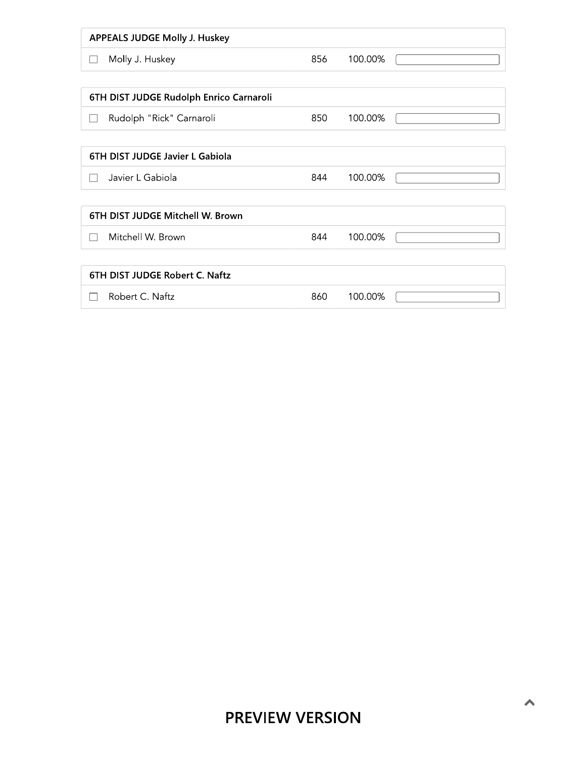| APPEALS JUDGE Molly J. Huskey | | |
| --- | --- | --- |
| ☐ Molly J. Huskey | 856 | 100.00% |

| 6TH DIST JUDGE Rudolph Enrico Carnaroli | | |
| --- | --- | --- |
| ☐ Rudolph "Rick" Carnaroli | 850 | 100.00% |

| 6TH DIST JUDGE Javier L Gabiola | | |
| --- | --- | --- |
| ☐ Javier L Gabiola | 844 | 100.00% |

| 6TH DIST JUDGE Mitchell W. Brown | | |
| --- | --- | --- |
| ☐ Mitchell W. Brown | 844 | 100.00% |

| 6TH DIST JUDGE Robert C. Naftz | | |
| --- | --- | --- |
| ☐ Robert C. Naftz | 860 | 100.00% |

## PREVIEW VERSION